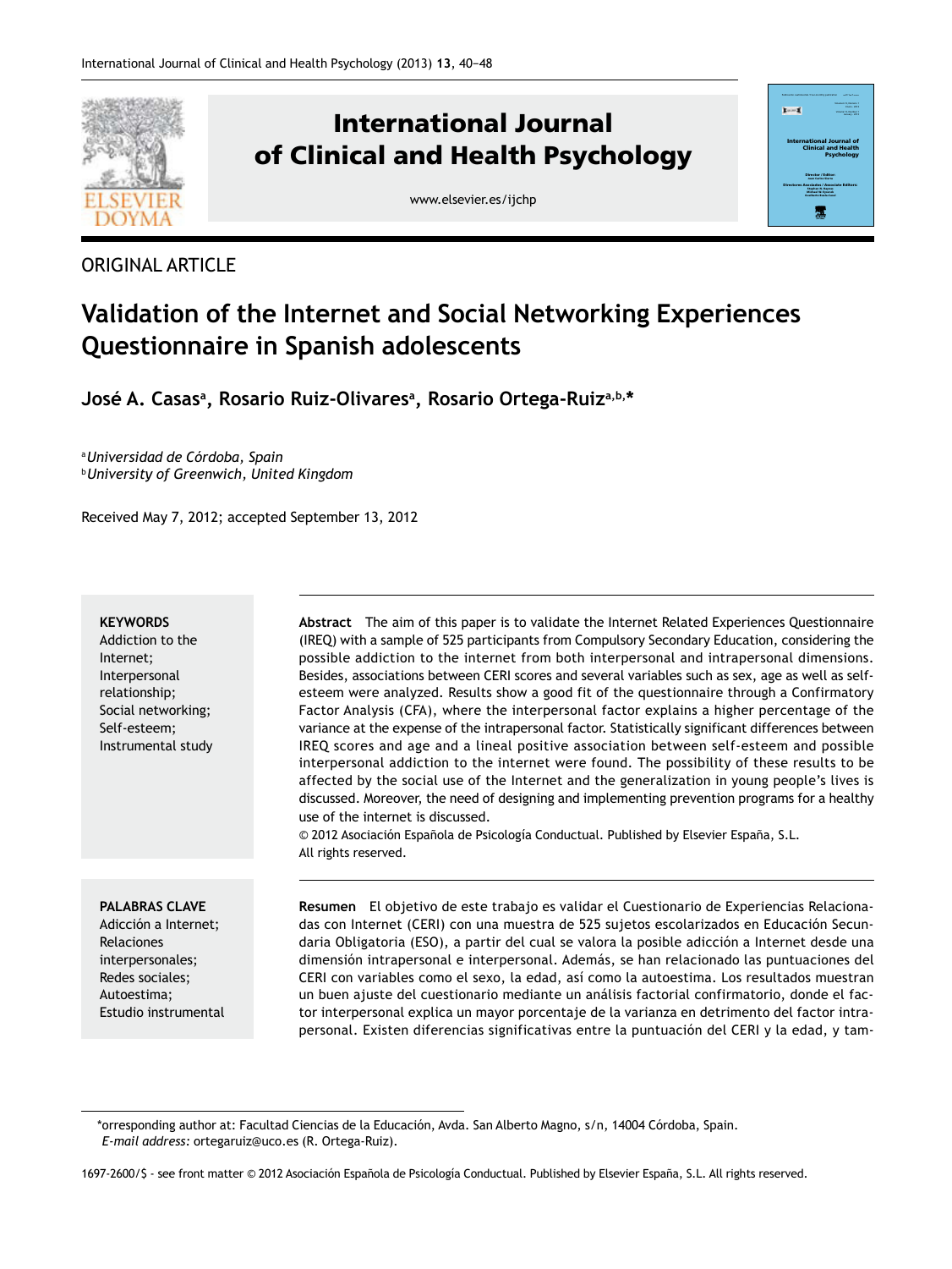ORIGINAL ARTICLE

# Validation of the Internet and Social Networking Experiences Questionnaire in Spanish adolescents

**José A. Casas[a], Rosario Ruiz-Olivares[a], Rosario Ortega-Ruiz[a,b,*]**

[a]*Universidad de Córdoba, Spain*
[b]*University of Greenwich, United Kingdom*

Received May 7, 2012; accepted September 13, 2012

**KEYWORDS**
Addiction to the Internet;
Interpersonal relationship;
Social networking;
Self-esteem;
Instrumental study

**Abstract** The aim of this paper is to validate the Internet Related Experiences Questionnaire (IREQ) with a sample of 525 participants from Compulsory Secondary Education, considering the possible addiction to the internet from both interpersonal and intrapersonal dimensions. Besides, associations between CERI scores and several variables such as sex, age as well as self-esteem were analyzed. Results show a good fit of the questionnaire through a Confirmatory Factor Analysis (CFA), where the interpersonal factor explains a higher percentage of the variance at the expense of the intrapersonal factor. Statistically significant differences between IREQ scores and age and a lineal positive association between self-esteem and possible interpersonal addiction to the internet were found. The possibility of these results to be affected by the social use of the Internet and the generalization in young people's lives is discussed. Moreover, the need of designing and implementing prevention programs for a healthy use of the internet is discussed.
© 2012 Asociación Española de Psicología Conductual. Published by Elsevier España, S.L. All rights reserved.

**PALABRAS CLAVE**
Adicción a Internet;
Relaciones interpersonales;
Redes sociales;
Autoestima;
Estudio instrumental

**Resumen** El objetivo de este trabajo es validar el Cuestionario de Experiencias Relacionadas con Internet (CERI) con una muestra de 525 sujetos escolarizados en Educación Secundaria Obligatoria (ESO), a partir del cual se valora la posible adicción a Internet desde una dimensión intrapersonal e interpersonal. Además, se han relacionado las puntuaciones del CERI con variables como el sexo, la edad, así como la autoestima. Los resultados muestran un buen ajuste del cuestionario mediante un análisis factorial confirmatorio, donde el factor interpersonal explica un mayor porcentaje de la varianza en detrimento del factor intrapersonal. Existen diferencias significativas entre la puntuación del CERI y la edad, y tam-

*orresponding author at: Facultad Ciencias de la Educación, Avda. San Alberto Magno, s/n, 14004 Córdoba, Spain.
*E-mail address:* ortegaruiz@uco.es (R. Ortega-Ruiz).

1697-2600/$ - see front matter © 2012 Asociación Española de Psicología Conductual. Published by Elsevier España, S.L. All rights reserved.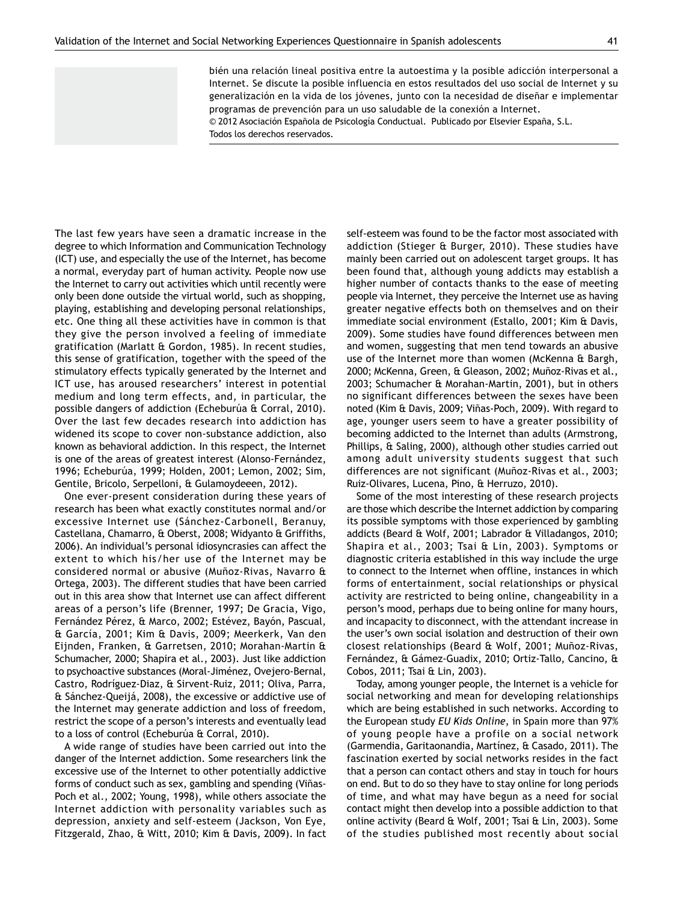bién una relación lineal positiva entre la autoestima y la posible adicción interpersonal a Internet. Se discute la posible influencia en estos resultados del uso social de Internet y su generalización en la vida de los jóvenes, junto con la necesidad de diseñar e implementar programas de prevención para un uso saludable de la conexión a Internet.

© 2012 Asociación Española de Psicología Conductual. Publicado por Elsevier España, S.L. Todos los derechos reservados.

The last few years have seen a dramatic increase in the degree to which Information and Communication Technology (ICT) use, and especially the use of the Internet, has become a normal, everyday part of human activity. People now use the Internet to carry out activities which until recently were only been done outside the virtual world, such as shopping, playing, establishing and developing personal relationships, etc. One thing all these activities have in common is that they give the person involved a feeling of immediate gratification (Marlatt & Gordon, 1985). In recent studies, this sense of gratification, together with the speed of the stimulatory effects typically generated by the Internet and ICT use, has aroused researchers' interest in potential medium and long term effects, and, in particular, the possible dangers of addiction (Echeburúa & Corral, 2010). Over the last few decades research into addiction has widened its scope to cover non-substance addiction, also known as behavioral addiction. In this respect, the Internet is one of the areas of greatest interest (Alonso-Fernández, 1996; Echeburúa, 1999; Holden, 2001; Lemon, 2002; Sim, Gentile, Bricolo, Serpelloni, & Gulamoydeeen, 2012).

One ever-present consideration during these years of research has been what exactly constitutes normal and/or excessive Internet use (Sánchez-Carbonell, Beranuy, Castellana, Chamarro, & Oberst, 2008; Widyanto & Griffiths, 2006). An individual's personal idiosyncrasies can affect the extent to which his/her use of the Internet may be considered normal or abusive (Muñoz-Rivas, Navarro & Ortega, 2003). The different studies that have been carried out in this area show that Internet use can affect different areas of a person's life (Brenner, 1997; De Gracia, Vigo, Fernández Pérez, & Marco, 2002; Estévez, Bayón, Pascual, & García, 2001; Kim & Davis, 2009; Meerkerk, Van den Eijnden, Franken, & Garretsen, 2010; Morahan-Martin & Schumacher, 2000; Shapira et al., 2003). Just like addiction to psychoactive substances (Moral-Jiménez, Ovejero-Bernal, Castro, Rodríguez-Diaz, & Sirvent-Ruiz, 2011; Oliva, Parra, & Sánchez-Queijá, 2008), the excessive or addictive use of the Internet may generate addiction and loss of freedom, restrict the scope of a person's interests and eventually lead to a loss of control (Echeburúa & Corral, 2010).

A wide range of studies have been carried out into the danger of the Internet addiction. Some researchers link the excessive use of the Internet to other potentially addictive forms of conduct such as sex, gambling and spending (Viñas-Poch et al., 2002; Young, 1998), while others associate the Internet addiction with personality variables such as depression, anxiety and self-esteem (Jackson, Von Eye, Fitzgerald, Zhao, & Witt, 2010; Kim & Davis, 2009). In fact self-esteem was found to be the factor most associated with addiction (Stieger & Burger, 2010). These studies have mainly been carried out on adolescent target groups. It has been found that, although young addicts may establish a higher number of contacts thanks to the ease of meeting people via Internet, they perceive the Internet use as having greater negative effects both on themselves and on their immediate social environment (Estallo, 2001; Kim & Davis, 2009). Some studies have found differences between men and women, suggesting that men tend towards an abusive use of the Internet more than women (McKenna & Bargh, 2000; McKenna, Green, & Gleason, 2002; Muñoz-Rivas et al., 2003; Schumacher & Morahan-Martin, 2001), but in others no significant differences between the sexes have been noted (Kim & Davis, 2009; Viñas-Poch, 2009). With regard to age, younger users seem to have a greater possibility of becoming addicted to the Internet than adults (Armstrong, Phillips, & Saling, 2000), although other studies carried out among adult university students suggest that such differences are not significant (Muñoz-Rivas et al., 2003; Ruiz-Olivares, Lucena, Pino, & Herruzo, 2010).

Some of the most interesting of these research projects are those which describe the Internet addiction by comparing its possible symptoms with those experienced by gambling addicts (Beard & Wolf, 2001; Labrador & Villadangos, 2010; Shapira et al., 2003; Tsai & Lin, 2003). Symptoms or diagnostic criteria established in this way include the urge to connect to the Internet when offline, instances in which forms of entertainment, social relationships or physical activity are restricted to being online, changeability in a person's mood, perhaps due to being online for many hours, and incapacity to disconnect, with the attendant increase in the user's own social isolation and destruction of their own closest relationships (Beard & Wolf, 2001; Muñoz-Rivas, Fernández, & Gámez-Guadix, 2010; Ortiz-Tallo, Cancino, & Cobos, 2011; Tsai & Lin, 2003).

Today, among younger people, the Internet is a vehicle for social networking and mean for developing relationships which are being established in such networks. According to the European study *EU Kids Online*, in Spain more than 97% of young people have a profile on a social network (Garmendia, Garitaonandia, Martínez, & Casado, 2011). The fascination exerted by social networks resides in the fact that a person can contact others and stay in touch for hours on end. But to do so they have to stay online for long periods of time, and what may have begun as a need for social contact might then develop into a possible addiction to that online activity (Beard & Wolf, 2001; Tsai & Lin, 2003). Some of the studies published most recently about social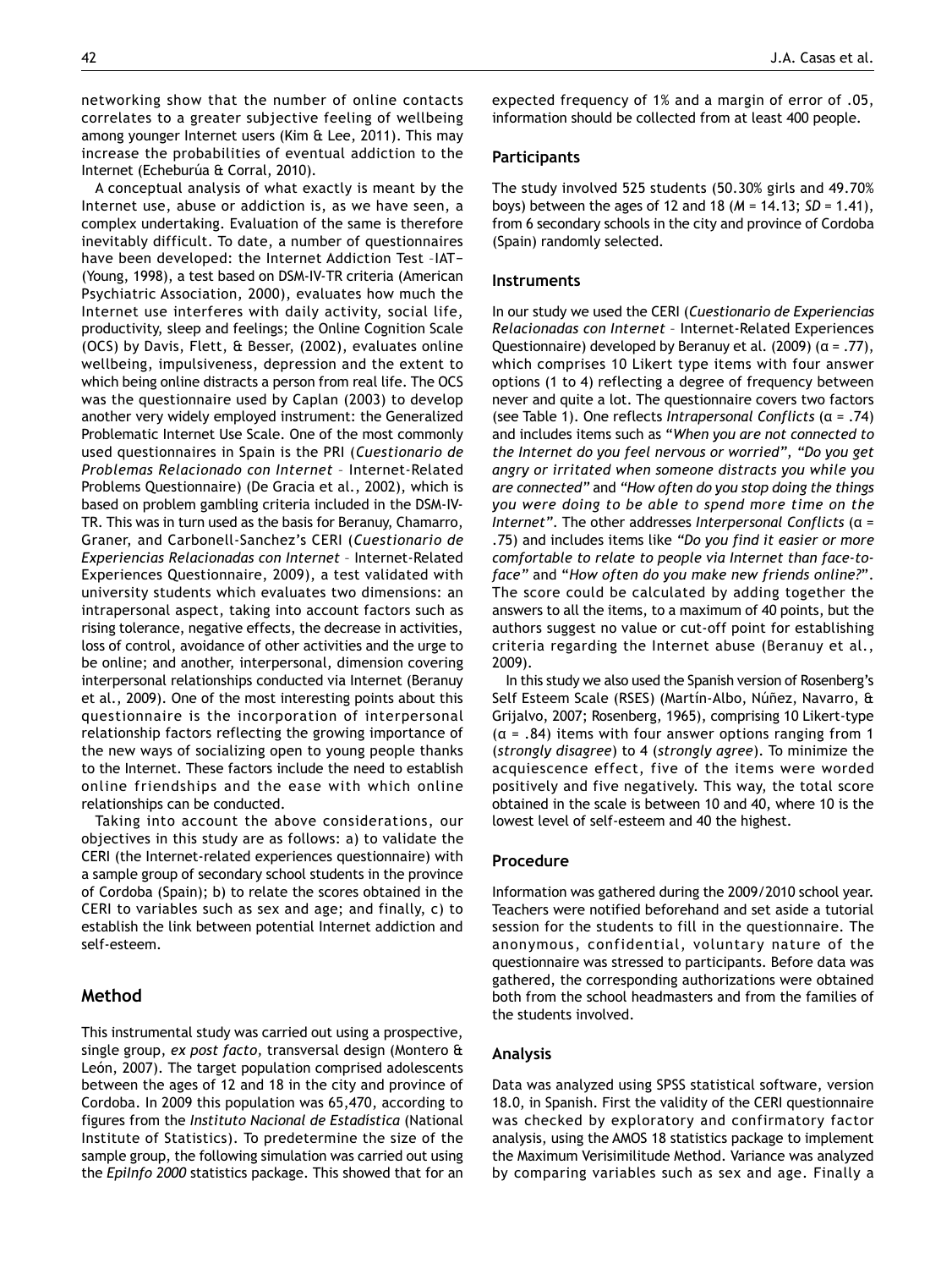networking show that the number of online contacts correlates to a greater subjective feeling of wellbeing among younger Internet users (Kim & Lee, 2011). This may increase the probabilities of eventual addiction to the Internet (Echeburúa & Corral, 2010).

A conceptual analysis of what exactly is meant by the Internet use, abuse or addiction is, as we have seen, a complex undertaking. Evaluation of the same is therefore inevitably difficult. To date, a number of questionnaires have been developed: the Internet Addiction Test –IAT– (Young, 1998), a test based on DSM-IV-TR criteria (American Psychiatric Association, 2000), evaluates how much the Internet use interferes with daily activity, social life, productivity, sleep and feelings; the Online Cognition Scale (OCS) by Davis, Flett, & Besser, (2002), evaluates online wellbeing, impulsiveness, depression and the extent to which being online distracts a person from real life. The OCS was the questionnaire used by Caplan (2003) to develop another very widely employed instrument: the Generalized Problematic Internet Use Scale. One of the most commonly used questionnaires in Spain is the PRI (*Cuestionario de Problemas Relacionado con Internet* – Internet-Related Problems Questionnaire) (De Gracia et al., 2002), which is based on problem gambling criteria included in the DSM-IV-TR. This was in turn used as the basis for Beranuy, Chamarro, Graner, and Carbonell-Sanchez's CERI (*Cuestionario de Experiencias Relacionadas con Internet* – Internet-Related Experiences Questionnaire, 2009), a test validated with university students which evaluates two dimensions: an intrapersonal aspect, taking into account factors such as rising tolerance, negative effects, the decrease in activities, loss of control, avoidance of other activities and the urge to be online; and another, interpersonal, dimension covering interpersonal relationships conducted via Internet (Beranuy et al., 2009). One of the most interesting points about this questionnaire is the incorporation of interpersonal relationship factors reflecting the growing importance of the new ways of socializing open to young people thanks to the Internet. These factors include the need to establish online friendships and the ease with which online relationships can be conducted.

Taking into account the above considerations, our objectives in this study are as follows: a) to validate the CERI (the Internet-related experiences questionnaire) with a sample group of secondary school students in the province of Cordoba (Spain); b) to relate the scores obtained in the CERI to variables such as sex and age; and finally, c) to establish the link between potential Internet addiction and self-esteem.

## Method

This instrumental study was carried out using a prospective, single group, *ex post facto*, transversal design (Montero & León, 2007). The target population comprised adolescents between the ages of 12 and 18 in the city and province of Cordoba. In 2009 this population was 65,470, according to figures from the *Instituto Nacional de Estadística* (National Institute of Statistics). To predetermine the size of the sample group, the following simulation was carried out using the *EpiInfo 2000* statistics package. This showed that for an expected frequency of 1% and a margin of error of .05, information should be collected from at least 400 people.

### Participants

The study involved 525 students (50.30% girls and 49.70% boys) between the ages of 12 and 18 ($M$ = 14.13; $SD$ = 1.41), from 6 secondary schools in the city and province of Cordoba (Spain) randomly selected.

### Instruments

In our study we used the CERI (*Cuestionario de Experiencias Relacionadas con Internet* – Internet-Related Experiences Questionnaire) developed by Beranuy et al. (2009) ($\alpha$ = .77), which comprises 10 Likert type items with four answer options (1 to 4) reflecting a degree of frequency between never and quite a lot. The questionnaire covers two factors (see Table 1). One reflects *Intrapersonal Conflicts* ($\alpha$ = .74) and includes items such as "*When you are not connected to the Internet do you feel nervous or worried*", *"Do you get angry or irritated when someone distracts you while you are connected"* and *"How often do you stop doing the things you were doing to be able to spend more time on the Internet"*. The other addresses *Interpersonal Conflicts* ($\alpha$ = .75) and includes items like *"Do you find it easier or more comfortable to relate to people via Internet than face-to-face"* and "*How often do you make new friends online?*". The score could be calculated by adding together the answers to all the items, to a maximum of 40 points, but the authors suggest no value or cut-off point for establishing criteria regarding the Internet abuse (Beranuy et al., 2009).

In this study we also used the Spanish version of Rosenberg's Self Esteem Scale (RSES) (Martín-Albo, Núñez, Navarro, & Grijalvo, 2007; Rosenberg, 1965), comprising 10 Likert-type ($\alpha$ = .84) items with four answer options ranging from 1 (*strongly disagree*) to 4 (*strongly agree*). To minimize the acquiescence effect, five of the items were worded positively and five negatively. This way, the total score obtained in the scale is between 10 and 40, where 10 is the lowest level of self-esteem and 40 the highest.

### Procedure

Information was gathered during the 2009/2010 school year. Teachers were notified beforehand and set aside a tutorial session for the students to fill in the questionnaire. The anonymous, confidential, voluntary nature of the questionnaire was stressed to participants. Before data was gathered, the corresponding authorizations were obtained both from the school headmasters and from the families of the students involved.

### Analysis

Data was analyzed using SPSS statistical software, version 18.0, in Spanish. First the validity of the CERI questionnaire was checked by exploratory and confirmatory factor analysis, using the AMOS 18 statistics package to implement the Maximum Verisimilitude Method. Variance was analyzed by comparing variables such as sex and age. Finally a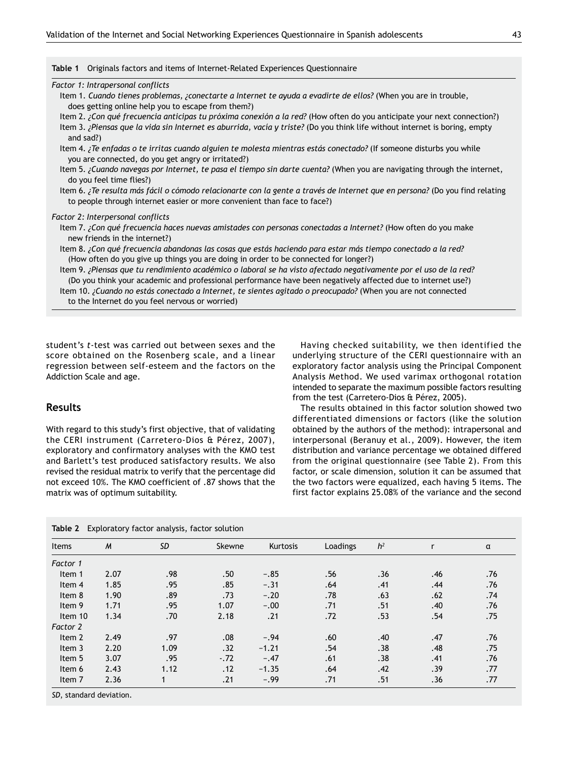**Table 1** Originals factors and items of Internet-Related Experiences Questionnaire

*Factor 1: Intrapersonal conflicts*

Item 1. *Cuando tienes problemas, ¿conectarte a Internet te ayuda a evadirte de ellos?* (When you are in trouble, does getting online help you to escape from them?)

Item 2. *¿Con qué frecuencia anticipas tu próxima conexión a la red?* (How often do you anticipate your next connection?)

Item 3. *¿Piensas que la vida sin Internet es aburrida, vacía y triste?* (Do you think life without internet is boring, empty and sad?)

Item 4. *¿Te enfadas o te irritas cuando alguien te molesta mientras estás conectado?* (If someone disturbs you while you are connected, do you get angry or irritated?)

Item 5. *¿Cuando navegas por Internet, te pasa el tiempo sin darte cuenta?* (When you are navigating through the internet, do you feel time flies?)

Item 6. *¿Te resulta más fácil o cómodo relacionarte con la gente a través de Internet que en persona?* (Do you find relating to people through internet easier or more convenient than face to face?)

*Factor 2: Interpersonal conflicts*

Item 7. *¿Con qué frecuencia haces nuevas amistades con personas conectadas a Internet?* (How often do you make new friends in the internet?)

Item 8. *¿Con qué frecuencia abandonas las cosas que estás haciendo para estar más tiempo conectado a la red?* (How often do you give up things you are doing in order to be connected for longer?)

Item 9. *¿Piensas que tu rendimiento académico o laboral se ha visto afectado negativamente por el uso de la red?* (Do you think your academic and professional performance have been negatively affected due to internet use?)

Item 10. *¿Cuando no estás conectado a Internet, te sientes agitado o preocupado?* (When you are not connected to the Internet do you feel nervous or worried)

student's *t*-test was carried out between sexes and the score obtained on the Rosenberg scale, and a linear regression between self-esteem and the factors on the Addiction Scale and age.

## Results

With regard to this study's first objective, that of validating the CERI instrument (Carretero-Dios & Pérez, 2007), exploratory and confirmatory analyses with the KMO test and Barlett's test produced satisfactory results. We also revised the residual matrix to verify that the percentage did not exceed 10%. The KMO coefficient of .87 shows that the matrix was of optimum suitability.

Having checked suitability, we then identified the underlying structure of the CERI questionnaire with an exploratory factor analysis using the Principal Component Analysis Method. We used varimax orthogonal rotation intended to separate the maximum possible factors resulting from the test (Carretero-Dios & Pérez, 2005).

The results obtained in this factor solution showed two differentiated dimensions or factors (like the solution obtained by the authors of the method): intrapersonal and interpersonal (Beranuy et al., 2009). However, the item distribution and variance percentage we obtained differed from the original questionnaire (see Table 2). From this factor, or scale dimension, solution it can be assumed that the two factors were equalized, each having 5 items. The first factor explains 25.08% of the variance and the second

**Table 2** Exploratory factor analysis, factor solution

| Items | *M* | *SD* | Skewne | Kurtosis | Loadings | $h^2$ | r | α |
|---|---|---|---|---|---|---|---|---|
| *Factor 1* | | | | | | | | |
| Item 1 | 2.07 | .98 | .50 | −.85 | .56 | .36 | .46 | .76 |
| Item 4 | 1.85 | .95 | .85 | −.31 | .64 | .41 | .44 | .76 |
| Item 8 | 1.90 | .89 | .73 | −.20 | .78 | .63 | .62 | .74 |
| Item 9 | 1.71 | .95 | 1.07 | −.00 | .71 | .51 | .40 | .76 |
| Item 10 | 1.34 | .70 | 2.18 | .21 | .72 | .53 | .54 | .75 |
| *Factor 2* | | | | | | | | |
| Item 2 | 2.49 | .97 | .08 | −.94 | .60 | .40 | .47 | .76 |
| Item 3 | 2.20 | 1.09 | .32 | −1.21 | .54 | .38 | .48 | .75 |
| Item 5 | 3.07 | .95 | -.72 | −.47 | .61 | .38 | .41 | .76 |
| Item 6 | 2.43 | 1.12 | .12 | −1.35 | .64 | .42 | .39 | .77 |
| Item 7 | 2.36 | 1 | .21 | −.99 | .71 | .51 | .36 | .77 |

*SD*, standard deviation.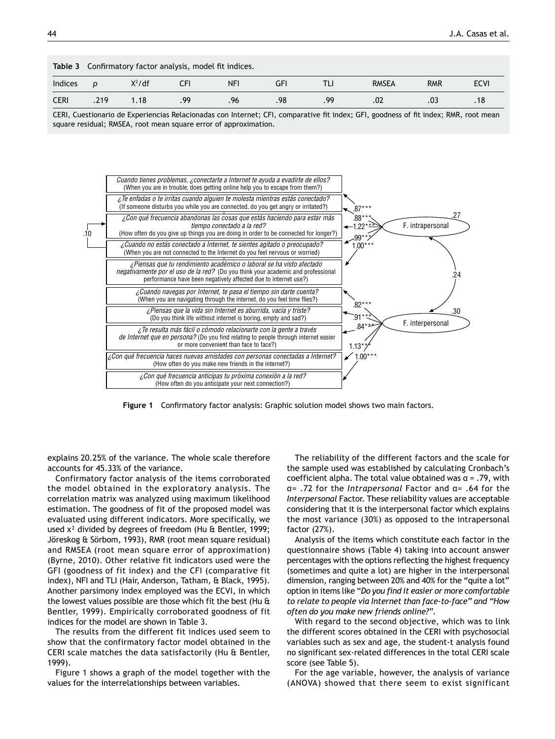**Table 3** Confirmatory factor analysis, model fit indices.

| Indices | p | $X^2$/df | CFI | NFI | GFI | TLI | RMSEA | RMR | ECVI |
|---|---|---|---|---|---|---|---|---|---|
| CERI | .219 | 1.18 | .99 | .96 | .98 | .99 | .02 | .03 | .18 |

CERI, Cuestionario de Experiencias Relacionadas con Internet; CFI, comparative fit index; GFI, goodness of fit index; RMR, root mean square residual; RMSEA, root mean square error of approximation.

**Figure 1** Confirmatory factor analysis: Graphic solution model shows two main factors.

explains 20.25% of the variance. The whole scale therefore accounts for 45.33% of the variance.

Confirmatory factor analysis of the items corroborated the model obtained in the exploratory analysis. The correlation matrix was analyzed using maximum likelihood estimation. The goodness of fit of the proposed model was evaluated using different indicators. More specifically, we used $x^2$ divided by degrees of freedom (Hu & Bentler, 1999; Jöreskog & Sörbom, 1993), RMR (root mean square residual) and RMSEA (root mean square error of approximation) (Byrne, 2010). Other relative fit indicators used were the GFI (goodness of fit index) and the CFI (comparative fit index), NFI and TLI (Hair, Anderson, Tatham, & Black, 1995). Another parsimony index employed was the ECVI, in which the lowest values possible are those which fit the best (Hu & Bentler, 1999). Empirically corroborated goodness of fit indices for the model are shown in Table 3.

The results from the different fit indices used seem to show that the confirmatory factor model obtained in the CERI scale matches the data satisfactorily (Hu & Bentler, 1999).

Figure 1 shows a graph of the model together with the values for the interrelationships between variables.

The reliability of the different factors and the scale for the sample used was established by calculating Cronbach's coefficient alpha. The total value obtained was α = .79, with α= .72 for the *Intrapersonal* Factor and α= .64 for the *Interpersonal* Factor. These reliability values are acceptable considering that it is the interpersonal factor which explains the most variance (30%) as opposed to the intrapersonal factor (27%).

Analysis of the items which constitute each factor in the questionnaire shows (Table 4) taking into account answer percentages with the options reflecting the highest frequency (sometimes and quite a lot) are higher in the interpersonal dimension, ranging between 20% and 40% for the "quite a lot" option in items like "*Do you find it easier or more comfortable to relate to people via Internet than face-to-face" and "How often do you make new friends online?*".

With regard to the second objective, which was to link the different scores obtained in the CERI with psychosocial variables such as sex and age, the student-t analysis found no significant sex-related differences in the total CERI scale score (see Table 5).

For the age variable, however, the analysis of variance (ANOVA) showed that there seem to exist significant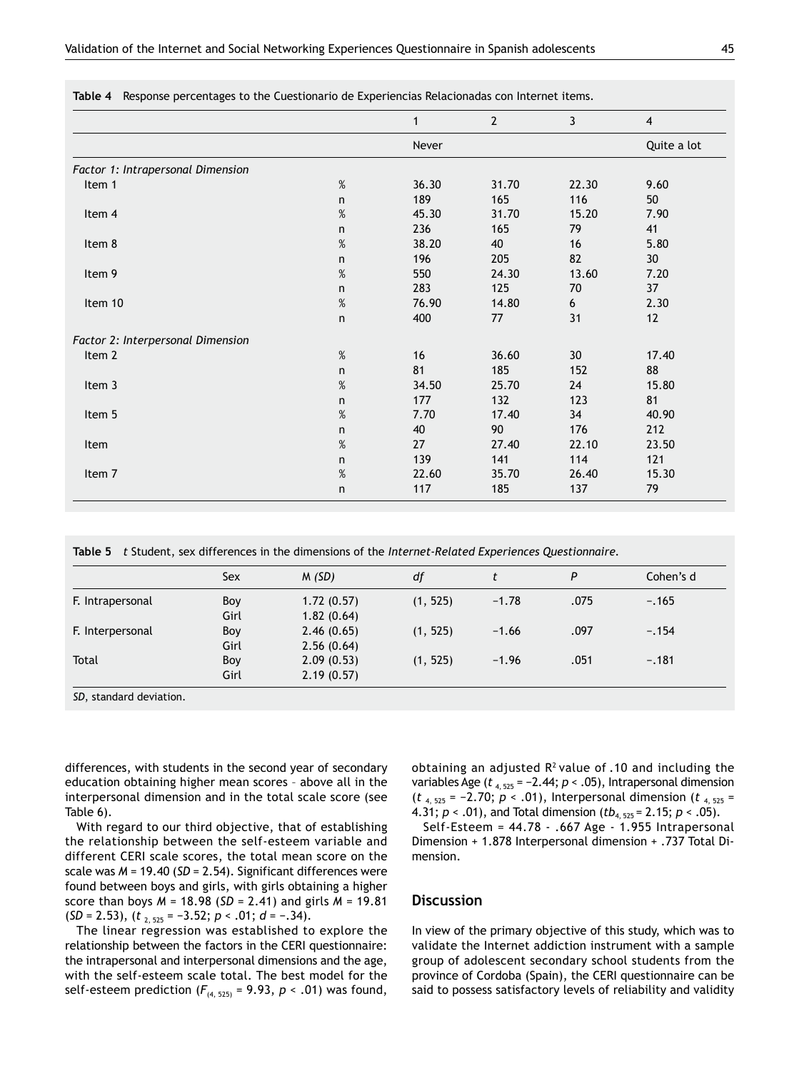**Table 4** Response percentages to the Cuestionario de Experiencias Relacionadas con Internet items.

| | | 1 | 2 | 3 | 4 |
|---|---|---|---|---|---|
| | | Never | | | Quite a lot |
| *Factor 1: Intrapersonal Dimension* | | | | | |
| Item 1 | % | 36.30 | 31.70 | 22.30 | 9.60 |
| | n | 189 | 165 | 116 | 50 |
| Item 4 | % | 45.30 | 31.70 | 15.20 | 7.90 |
| | n | 236 | 165 | 79 | 41 |
| Item 8 | % | 38.20 | 40 | 16 | 5.80 |
| | n | 196 | 205 | 82 | 30 |
| Item 9 | % | 550 | 24.30 | 13.60 | 7.20 |
| | n | 283 | 125 | 70 | 37 |
| Item 10 | % | 76.90 | 14.80 | 6 | 2.30 |
| | n | 400 | 77 | 31 | 12 |
| *Factor 2: Interpersonal Dimension* | | | | | |
| Item 2 | % | 16 | 36.60 | 30 | 17.40 |
| | n | 81 | 185 | 152 | 88 |
| Item 3 | % | 34.50 | 25.70 | 24 | 15.80 |
| | n | 177 | 132 | 123 | 81 |
| Item 5 | % | 7.70 | 17.40 | 34 | 40.90 |
| | n | 40 | 90 | 176 | 212 |
| Item | % | 27 | 27.40 | 22.10 | 23.50 |
| | n | 139 | 141 | 114 | 121 |
| Item 7 | % | 22.60 | 35.70 | 26.40 | 15.30 |
| | n | 117 | 185 | 137 | 79 |

**Table 5** *t* Student, sex differences in the dimensions of the *Internet-Related Experiences Questionnaire*.

| | Sex | M *(SD)* | *df* | *t* | *P* | Cohen's d |
|---|---|---|---|---|---|---|
| F. Intrapersonal | Boy | 1.72 (0.57) | (1, 525) | −1.78 | .075 | −.165 |
| | Girl | 1.82 (0.64) | | | | |
| F. Interpersonal | Boy | 2.46 (0.65) | (1, 525) | −1.66 | .097 | −.154 |
| | Girl | 2.56 (0.64) | | | | |
| Total | Boy | 2.09 (0.53) | (1, 525) | −1.96 | .051 | −.181 |
| | Girl | 2.19 (0.57) | | | | |

*SD*, standard deviation.

differences, with students in the second year of secondary education obtaining higher mean scores – above all in the interpersonal dimension and in the total scale score (see Table 6).

With regard to our third objective, that of establishing the relationship between the self-esteem variable and different CERI scale scores, the total mean score on the scale was $M = 19.40$ ($SD = 2.54$). Significant differences were found between boys and girls, with girls obtaining a higher score than boys $M = 18.98$ ($SD = 2.41$) and girls $M = 19.81$ ($SD = 2.53$), ($t_{2, 525} = -3.52$; $p < .01$; $d = -.34$).

The linear regression was established to explore the relationship between the factors in the CERI questionnaire: the intrapersonal and interpersonal dimensions and the age, with the self-esteem scale total. The best model for the self-esteem prediction ($F_{(4, 525)} = 9.93$, $p < .01$) was found, obtaining an adjusted $R^2$ value of .10 and including the variables Age ($t_{4, 525} = -2.44$; $p < .05$), Intrapersonal dimension ($t_{4, 525} = -2.70$; $p < .01$), Interpersonal dimension ($t_{4, 525} = 4.31$; $p < .01$), and Total dimension ($tb_{4, 525} = 2.15$; $p < .05$).

Self-Esteem = 44.78 - .667 Age - 1.955 Intrapersonal Dimension + 1.878 Interpersonal dimension + .737 Total Dimension.

## Discussion

In view of the primary objective of this study, which was to validate the Internet addiction instrument with a sample group of adolescent secondary school students from the province of Cordoba (Spain), the CERI questionnaire can be said to possess satisfactory levels of reliability and validity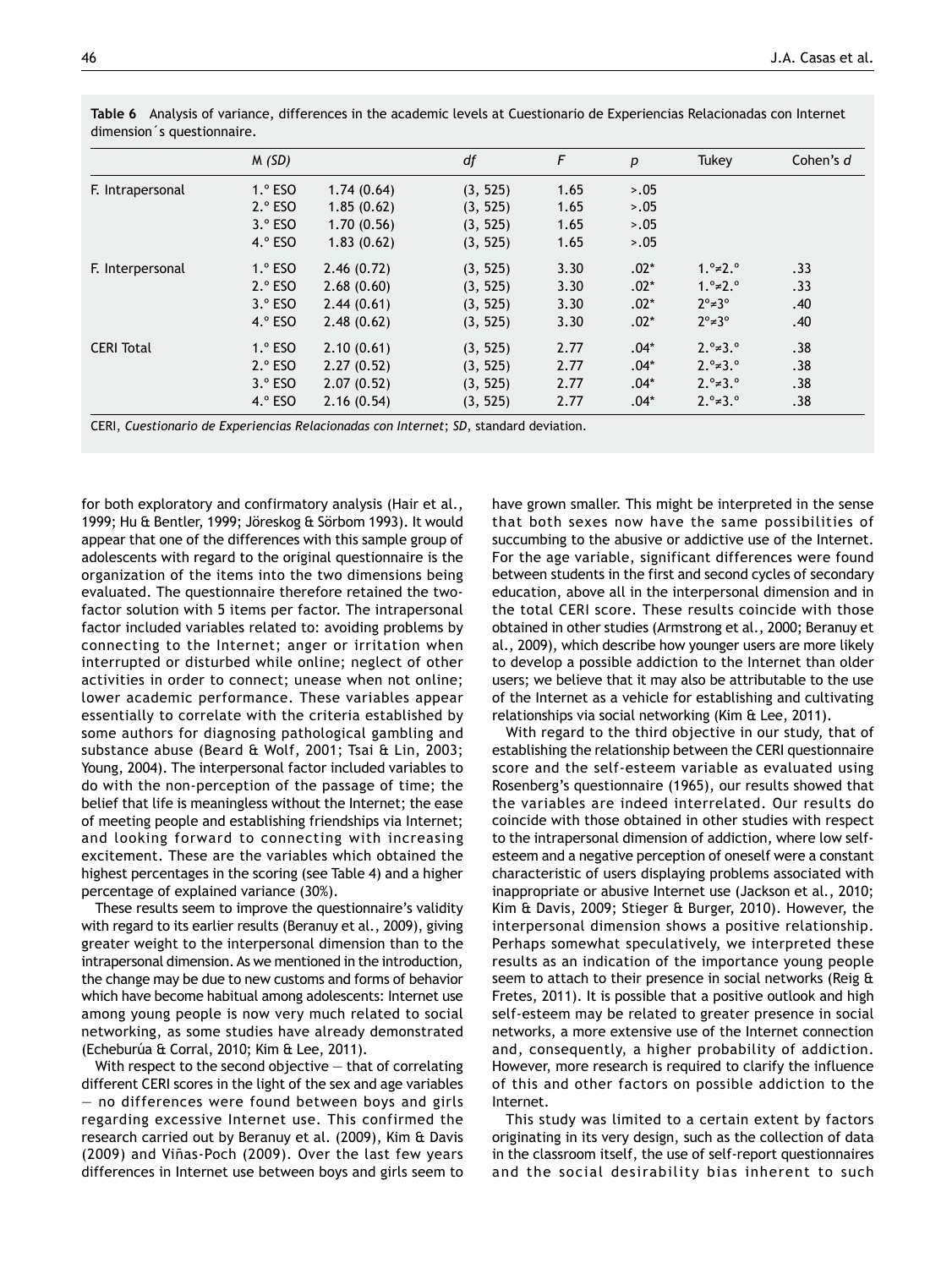**Table 6** Analysis of variance, differences in the academic levels at Cuestionario de Experiencias Relacionadas con Internet dimension´s questionnaire.

| | *M (SD)* | | *df* | *F* | *p* | Tukey | Cohen's *d* |
|---|---|---|---|---|---|---|---|
| F. Intrapersonal | 1.° ESO | 1.74 (0.64) | (3, 525) | 1.65 | >.05 | | |
| | 2.° ESO | 1.85 (0.62) | (3, 525) | 1.65 | >.05 | | |
| | 3.° ESO | 1.70 (0.56) | (3, 525) | 1.65 | >.05 | | |
| | 4.° ESO | 1.83 (0.62) | (3, 525) | 1.65 | >.05 | | |
| F. Interpersonal | 1.° ESO | 2.46 (0.72) | (3, 525) | 3.30 | .02* | 1.°≠2.° | .33 |
| | 2.° ESO | 2.68 (0.60) | (3, 525) | 3.30 | .02* | 1.°≠2.° | .33 |
| | 3.° ESO | 2.44 (0.61) | (3, 525) | 3.30 | .02* | 2°≠3° | .40 |
| | 4.° ESO | 2.48 (0.62) | (3, 525) | 3.30 | .02* | 2°≠3° | .40 |
| CERI Total | 1.° ESO | 2.10 (0.61) | (3, 525) | 2.77 | .04* | 2.°≠3.° | .38 |
| | 2.° ESO | 2.27 (0.52) | (3, 525) | 2.77 | .04* | 2.°≠3.° | .38 |
| | 3.° ESO | 2.07 (0.52) | (3, 525) | 2.77 | .04* | 2.°≠3.° | .38 |
| | 4.° ESO | 2.16 (0.54) | (3, 525) | 2.77 | .04* | 2.°≠3.° | .38 |

CERI, *Cuestionario de Experiencias Relacionadas con Internet*; *SD*, standard deviation.

for both exploratory and confirmatory analysis (Hair et al., 1999; Hu & Bentler, 1999; Jöreskog & Sörbom 1993). It would appear that one of the differences with this sample group of adolescents with regard to the original questionnaire is the organization of the items into the two dimensions being evaluated. The questionnaire therefore retained the two-factor solution with 5 items per factor. The intrapersonal factor included variables related to: avoiding problems by connecting to the Internet; anger or irritation when interrupted or disturbed while online; neglect of other activities in order to connect; unease when not online; lower academic performance. These variables appear essentially to correlate with the criteria established by some authors for diagnosing pathological gambling and substance abuse (Beard & Wolf, 2001; Tsai & Lin, 2003; Young, 2004). The interpersonal factor included variables to do with the non-perception of the passage of time; the belief that life is meaningless without the Internet; the ease of meeting people and establishing friendships via Internet; and looking forward to connecting with increasing excitement. These are the variables which obtained the highest percentages in the scoring (see Table 4) and a higher percentage of explained variance (30%).

These results seem to improve the questionnaire's validity with regard to its earlier results (Beranuy et al., 2009), giving greater weight to the interpersonal dimension than to the intrapersonal dimension. As we mentioned in the introduction, the change may be due to new customs and forms of behavior which have become habitual among adolescents: Internet use among young people is now very much related to social networking, as some studies have already demonstrated (Echeburúa & Corral, 2010; Kim & Lee, 2011).

With respect to the second objective — that of correlating different CERI scores in the light of the sex and age variables — no differences were found between boys and girls regarding excessive Internet use. This confirmed the research carried out by Beranuy et al. (2009), Kim & Davis (2009) and Viñas-Poch (2009). Over the last few years differences in Internet use between boys and girls seem to have grown smaller. This might be interpreted in the sense that both sexes now have the same possibilities of succumbing to the abusive or addictive use of the Internet. For the age variable, significant differences were found between students in the first and second cycles of secondary education, above all in the interpersonal dimension and in the total CERI score. These results coincide with those obtained in other studies (Armstrong et al., 2000; Beranuy et al., 2009), which describe how younger users are more likely to develop a possible addiction to the Internet than older users; we believe that it may also be attributable to the use of the Internet as a vehicle for establishing and cultivating relationships via social networking (Kim & Lee, 2011).

With regard to the third objective in our study, that of establishing the relationship between the CERI questionnaire score and the self-esteem variable as evaluated using Rosenberg's questionnaire (1965), our results showed that the variables are indeed interrelated. Our results do coincide with those obtained in other studies with respect to the intrapersonal dimension of addiction, where low self-esteem and a negative perception of oneself were a constant characteristic of users displaying problems associated with inappropriate or abusive Internet use (Jackson et al., 2010; Kim & Davis, 2009; Stieger & Burger, 2010). However, the interpersonal dimension shows a positive relationship. Perhaps somewhat speculatively, we interpreted these results as an indication of the importance young people seem to attach to their presence in social networks (Reig & Fretes, 2011). It is possible that a positive outlook and high self-esteem may be related to greater presence in social networks, a more extensive use of the Internet connection and, consequently, a higher probability of addiction. However, more research is required to clarify the influence of this and other factors on possible addiction to the Internet.

This study was limited to a certain extent by factors originating in its very design, such as the collection of data in the classroom itself, the use of self-report questionnaires and the social desirability bias inherent to such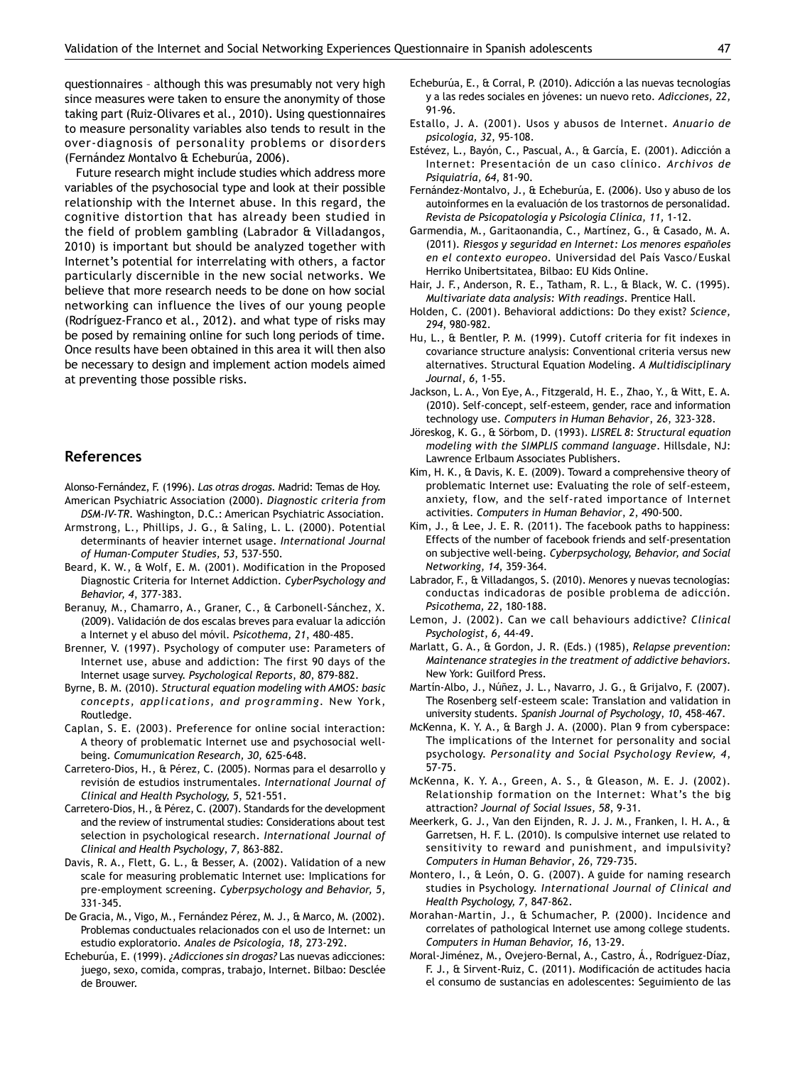questionnaires – although this was presumably not very high since measures were taken to ensure the anonymity of those taking part (Ruiz-Olivares et al., 2010). Using questionnaires to measure personality variables also tends to result in the over-diagnosis of personality problems or disorders (Fernández Montalvo & Echeburúa, 2006).

Future research might include studies which address more variables of the psychosocial type and look at their possible relationship with the Internet abuse. In this regard, the cognitive distortion that has already been studied in the field of problem gambling (Labrador & Villadangos, 2010) is important but should be analyzed together with Internet's potential for interrelating with others, a factor particularly discernible in the new social networks. We believe that more research needs to be done on how social networking can influence the lives of our young people (Rodríguez-Franco et al., 2012). and what type of risks may be posed by remaining online for such long periods of time. Once results have been obtained in this area it will then also be necessary to design and implement action models aimed at preventing those possible risks.

## References

Alonso-Fernández, F. (1996). *Las otras drogas.* Madrid: Temas de Hoy.

American Psychiatric Association (2000). *Diagnostic criteria from DSM-IV-TR.* Washington, D.C.: American Psychiatric Association.

Armstrong, L., Phillips, J. G., & Saling, L. L. (2000). Potential determinants of heavier internet usage. *International Journal of Human-Computer Studies, 53*, 537-550.

Beard, K. W., & Wolf, E. M. (2001). Modification in the Proposed Diagnostic Criteria for Internet Addiction. *CyberPsychology and Behavior, 4*, 377-383.

Beranuy, M., Chamarro, A., Graner, C., & Carbonell-Sánchez, X. (2009). Validación de dos escalas breves para evaluar la adicción a Internet y el abuso del móvil. *Psicothema, 21*, 480-485.

Brenner, V. (1997). Psychology of computer use: Parameters of Internet use, abuse and addiction: The first 90 days of the Internet usage survey. *Psychological Reports, 80*, 879-882.

Byrne, B. M. (2010). *Structural equation modeling with AMOS: basic concepts, applications, and programming.* New York, Routledge.

Caplan, S. E. (2003). Preference for online social interaction: A theory of problematic Internet use and psychosocial well-being. *Comumunication Research, 30,* 625-648.

Carretero-Dios, H., & Pérez, C. (2005). Normas para el desarrollo y revisión de estudios instrumentales. *International Journal of Clinical and Health Psychology, 5,* 521-551.

Carretero-Dios, H., & Pérez, C. (2007). Standards for the development and the review of instrumental studies: Considerations about test selection in psychological research. *International Journal of Clinical and Health Psychology, 7,* 863-882.

Davis, R. A., Flett, G. L., & Besser, A. (2002). Validation of a new scale for measuring problematic Internet use: Implications for pre-employment screening. *Cyberpsychology and Behavior, 5,* 331-345.

De Gracia, M., Vigo, M., Fernández Pérez, M. J., & Marco, M. (2002). Problemas conductuales relacionados con el uso de Internet: un estudio exploratorio. *Anales de Psicología, 18,* 273-292.

Echeburúa, E. (1999). *¿Adicciones sin drogas?* Las nuevas adicciones: juego, sexo, comida, compras, trabajo, Internet. Bilbao: Desclée de Brouwer.

Echeburúa, E., & Corral, P. (2010). Adicción a las nuevas tecnologías y a las redes sociales en jóvenes: un nuevo reto. *Adicciones, 22,* 91-96.

Estallo, J. A. (2001). Usos y abusos de Internet. *Anuario de psicología, 32,* 95-108.

Estévez, L., Bayón, C., Pascual, A., & García, E. (2001). Adicción a Internet: Presentación de un caso clínico. *Archivos de Psiquiatría, 64,* 81-90.

Fernández-Montalvo, J., & Echeburúa, E. (2006). Uso y abuso de los autoinformes en la evaluación de los trastornos de personalidad. *Revista de Psicopatología y Psicología Clínica, 11,* 1-12.

Garmendia, M., Garitaonandia, C., Martínez, G., & Casado, M. A. (2011). *Riesgos y seguridad en Internet: Los menores españoles en el contexto europeo.* Universidad del País Vasco/Euskal Herriko Unibertsitatea, Bilbao: EU Kids Online.

Hair, J. F., Anderson, R. E., Tatham, R. L., & Black, W. C. (1995). *Multivariate data analysis: With readings.* Prentice Hall.

Holden, C. (2001). Behavioral addictions: Do they exist? *Science, 294,* 980-982.

Hu, L., & Bentler, P. M. (1999). Cutoff criteria for fit indexes in covariance structure analysis: Conventional criteria versus new alternatives. Structural Equation Modeling. *A Multidisciplinary Journal, 6,* 1-55.

Jackson, L. A., Von Eye, A., Fitzgerald, H. E., Zhao, Y., & Witt, E. A. (2010). Self-concept, self-esteem, gender, race and information technology use. *Computers in Human Behavior, 26,* 323-328.

Jöreskog, K. G., & Sörbom, D. (1993). *LISREL 8: Structural equation modeling with the SIMPLIS command language.* Hillsdale, NJ: Lawrence Erlbaum Associates Publishers.

Kim, H. K., & Davis, K. E. (2009). Toward a comprehensive theory of problematic Internet use: Evaluating the role of self-esteem, anxiety, flow, and the self-rated importance of Internet activities. *Computers in Human Behavior, 2,* 490-500.

Kim, J., & Lee, J. E. R. (2011). The facebook paths to happiness: Effects of the number of facebook friends and self-presentation on subjective well-being. *Cyberpsychology, Behavior, and Social Networking, 14,* 359-364.

Labrador, F., & Villadangos, S. (2010). Menores y nuevas tecnologías: conductas indicadoras de posible problema de adicción. *Psicothema, 22,* 180-188.

Lemon, J. (2002). Can we call behaviours addictive? *Clinical Psychologist, 6,* 44-49.

Marlatt, G. A., & Gordon, J. R. (Eds.) (1985), *Relapse prevention: Maintenance strategies in the treatment of addictive behaviors.* New York: Guilford Press.

Martín-Albo, J., Núñez, J. L., Navarro, J. G., & Grijalvo, F. (2007). The Rosenberg self-esteem scale: Translation and validation in university students. *Spanish Journal of Psychology, 10,* 458-467.

McKenna, K. Y. A., & Bargh J. A. (2000). Plan 9 from cyberspace: The implications of the Internet for personality and social psychology. *Personality and Social Psychology Review, 4,* 57-75.

McKenna, K. Y. A., Green, A. S., & Gleason, M. E. J. (2002). Relationship formation on the Internet: What's the big attraction? *Journal of Social Issues, 58,* 9-31.

Meerkerk, G. J., Van den Eijnden, R. J. J. M., Franken, I. H. A., & Garretsen, H. F. L. (2010). Is compulsive internet use related to sensitivity to reward and punishment, and impulsivity? *Computers in Human Behavior, 26,* 729-735.

Montero, I., & León, O. G. (2007). A guide for naming research studies in Psychology. *International Journal of Clinical and Health Psychology, 7,* 847-862.

Morahan-Martin, J., & Schumacher, P. (2000). Incidence and correlates of pathological Internet use among college students. *Computers in Human Behavior, 16,* 13-29.

Moral-Jiménez, M., Ovejero-Bernal, A., Castro, Á., Rodríguez-Díaz, F. J., & Sirvent-Ruiz, C. (2011). Modificación de actitudes hacia el consumo de sustancias en adolescentes: Seguimiento de las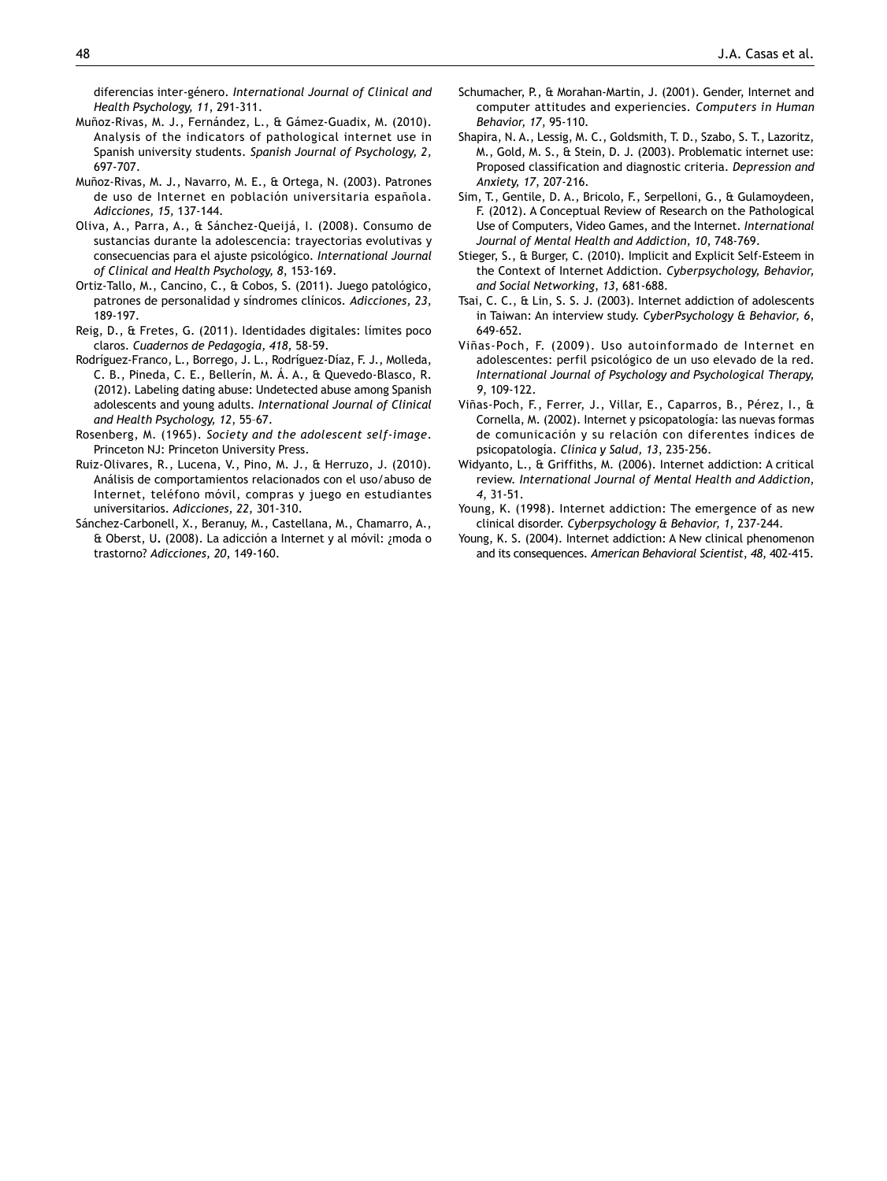diferencias inter-género. *International Journal of Clinical and Health Psychology, 11*, 291-311.

Muñoz-Rivas, M. J., Fernández, L., & Gámez-Guadix, M. (2010). Analysis of the indicators of pathological internet use in Spanish university students. *Spanish Journal of Psychology, 2,* 697-707.

Muñoz-Rivas, M. J., Navarro, M. E., & Ortega, N. (2003). Patrones de uso de Internet en población universitaria española. *Adicciones, 15,* 137-144.

Oliva, A., Parra, A., & Sánchez-Queijá, I. (2008). Consumo de sustancias durante la adolescencia: trayectorias evolutivas y consecuencias para el ajuste psicológico. *International Journal of Clinical and Health Psychology, 8*, 153-169.

Ortiz-Tallo, M., Cancino, C., & Cobos, S. (2011). Juego patológico, patrones de personalidad y síndromes clínicos. *Adicciones, 23,* 189-197.

Reig, D., & Fretes, G. (2011). Identidades digitales: límites poco claros. *Cuadernos de Pedagogía, 418,* 58-59.

Rodríguez-Franco, L., Borrego, J. L., Rodríguez-Díaz, F. J., Molleda, C. B., Pineda, C. E., Bellerín, M. Á. A., & Quevedo-Blasco, R. (2012). Labeling dating abuse: Undetected abuse among Spanish adolescents and young adults. *International Journal of Clinical and Health Psychology, 12,* 55–67.

Rosenberg, M. (1965). *Society and the adolescent self-image*. Princeton NJ: Princeton University Press.

Ruiz-Olivares, R., Lucena, V., Pino, M. J., & Herruzo, J. (2010). Análisis de comportamientos relacionados con el uso/abuso de Internet, teléfono móvil, compras y juego en estudiantes universitarios. *Adicciones, 22,* 301-310.

Sánchez-Carbonell, X., Beranuy, M., Castellana, M., Chamarro, A., & Oberst, U**.** (2008). La adicción a Internet y al móvil: ¿moda o trastorno? *Adicciones, 20*, 149-160.

Schumacher, P., & Morahan-Martin, J. (2001). Gender, Internet and computer attitudes and experiencies. *Computers in Human Behavior, 17*, 95-110.

Shapira, N. A., Lessig, M. C., Goldsmith, T. D., Szabo, S. T., Lazoritz, M., Gold, M. S., & Stein, D. J. (2003). Problematic internet use: Proposed classification and diagnostic criteria. *Depression and Anxiety, 17*, 207-216.

Sim, T., Gentile, D. A., Bricolo, F., Serpelloni, G., & Gulamoydeen, F. (2012). A Conceptual Review of Research on the Pathological Use of Computers, Video Games, and the Internet. *International Journal of Mental Health and Addiction, 10*, 748-769.

Stieger, S., & Burger, C. (2010). Implicit and Explicit Self-Esteem in the Context of Internet Addiction. *Cyberpsychology, Behavior, and Social Networking, 13*, 681-688.

Tsai, C. C., & Lin, S. S. J. (2003). Internet addiction of adolescents in Taiwan: An interview study. *CyberPsychology & Behavior, 6*, 649-652.

Viñas-Poch, F. (2009). Uso autoinformado de Internet en adolescentes: perfil psicológico de un uso elevado de la red. *International Journal of Psychology and Psychological Therapy, 9*, 109-122.

Viñas-Poch, F., Ferrer, J., Villar, E., Caparros, B., Pérez, I., & Cornella, M. (2002). Internet y psicopatología: las nuevas formas de comunicación y su relación con diferentes índices de psicopatología. *Clínica y Salud, 13*, 235-256.

Widyanto, L., & Griffiths, M. (2006). Internet addiction: A critical review. *International Journal of Mental Health and Addiction, 4*, 31-51.

Young, K. (1998). Internet addiction: The emergence of as new clinical disorder. *Cyberpsychology & Behavior, 1*, 237-244.

Young, K. S. (2004). Internet addiction: A New clinical phenomenon and its consequences. *American Behavioral Scientist*, *48*, 402-415.